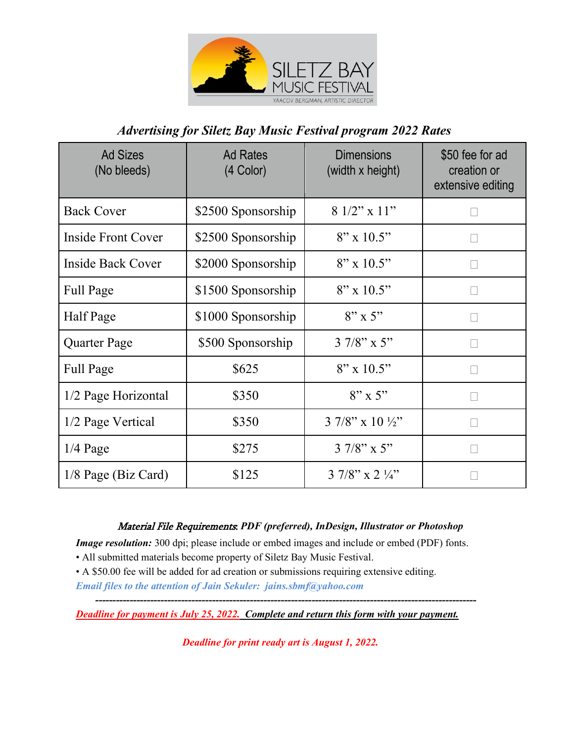SILETZ BAY MUSIC FESTIVAL

YAACOV BERGMAN, ARTISTIC DIRECTOR

## *Advertising for Siletz Bay Music Festival program 2022 Rates*

| Ad Sizes (No bleeds) | Ad Rates (4 Color) | Dimensions (width x height) | $50 fee for ad creation or extensive editing |
|---|---|---|---|
| Back Cover | $2500 Sponsorship | 8 1/2" x 11" | ☐ |
| Inside Front Cover | $2500 Sponsorship | 8" x 10.5" | ☐ |
| Inside Back Cover | $2000 Sponsorship | 8" x 10.5" | ☐ |
| Full Page | $1500 Sponsorship | 8" x 10.5" | ☐ |
| Half Page | $1000 Sponsorship | 8" x 5" | ☐ |
| Quarter Page | $500 Sponsorship | 3 7/8" x 5" | ☐ |
| Full Page | $625 | 8" x 10.5" | ☐ |
| 1/2 Page Horizontal | $350 | 8" x 5" | ☐ |
| 1/2 Page Vertical | $350 | 3 7/8" x 10 ½" | ☐ |
| 1/4 Page | $275 | 3 7/8" x 5" | ☐ |
| 1/8 Page (Biz Card) | $125 | 3 7/8" x 2 ¼" | ☐ |

***Material File Requirements*: *PDF (preferred), InDesign, Illustrator or Photoshop***

***Image resolution:*** 300 dpi; please include or embed images and include or embed (PDF) fonts.

- All submitted materials become property of Siletz Bay Music Festival.
- A $50.00 fee will be added for ad creation or submissions requiring extensive editing.

***Email files to the attention of Jain Sekuler: jains.sbmf@yahoo.com***

---

***Deadline for payment is July 25, 2022. Complete and return this form with your payment.***

***Deadline for print ready art is August 1, 2022.***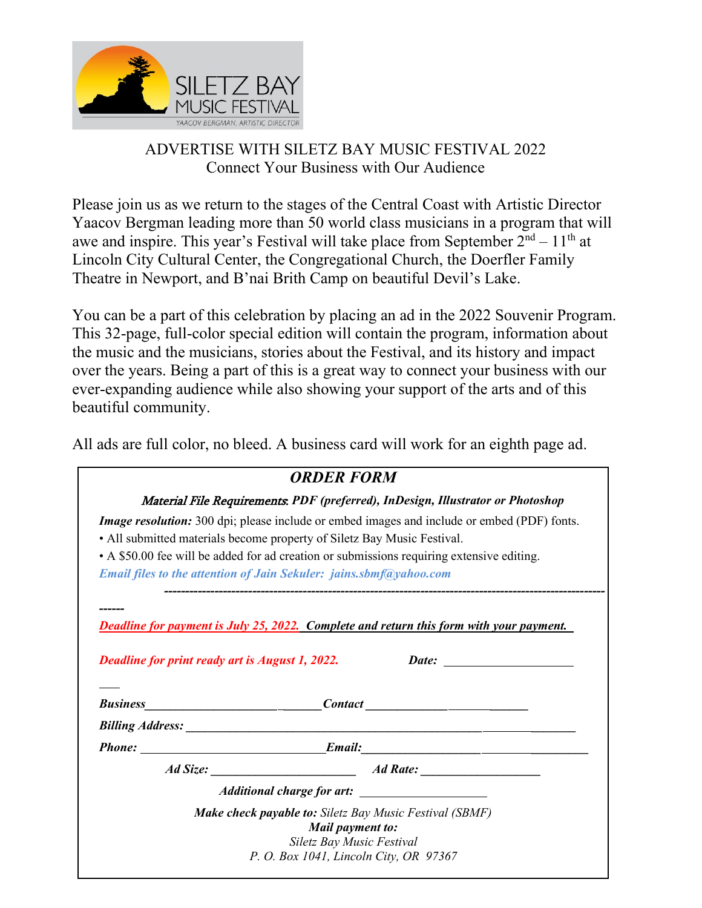ADVERTISE WITH SILETZ BAY MUSIC FESTIVAL 2022
Connect Your Business with Our Audience

Please join us as we return to the stages of the Central Coast with Artistic Director Yaacov Bergman leading more than 50 world class musicians in a program that will awe and inspire. This year's Festival will take place from September 2nd – 11th at Lincoln City Cultural Center, the Congregational Church, the Doerfler Family Theatre in Newport, and B'nai Brith Camp on beautiful Devil's Lake.

You can be a part of this celebration by placing an ad in the 2022 Souvenir Program. This 32-page, full-color special edition will contain the program, information about the music and the musicians, stories about the Festival, and its history and impact over the years. Being a part of this is a great way to connect your business with our ever-expanding audience while also showing your support of the arts and of this beautiful community.

All ads are full color, no bleed. A business card will work for an eighth page ad.

## *ORDER FORM*

***Material File Requirements*: PDF (preferred), InDesign, Illustrator or Photoshop**

***Image resolution:*** 300 dpi; please include or embed images and include or embed (PDF) fonts.

- All submitted materials become property of Siletz Bay Music Festival.
- A $50.00 fee will be added for ad creation or submissions requiring extensive editing.

***Email files to the attention of Jain Sekuler: jains.sbmf@yahoo.com***

------------------------------------------------------------------------------------------------------

***Deadline for payment is July 25, 2022. Complete and return this form with your payment.***

***Deadline for print ready art is August 1, 2022.*** ***Date:*** ____________________

***Business***_____________________________ ***Contact*** ____________________________

***Billing Address:*** ____________________________________________________________

***Phone:*** _____________________________ ***Email:***____________________________________

***Ad Size:*** ______________________ ***Ad Rate:*** __________________

***Additional charge for art:*** ____________________

***Make check payable to:*** *Siletz Bay Music Festival (SBMF)*
***Mail payment to:***
*Siletz Bay Music Festival*
*P. O. Box 1041, Lincoln City, OR 97367*